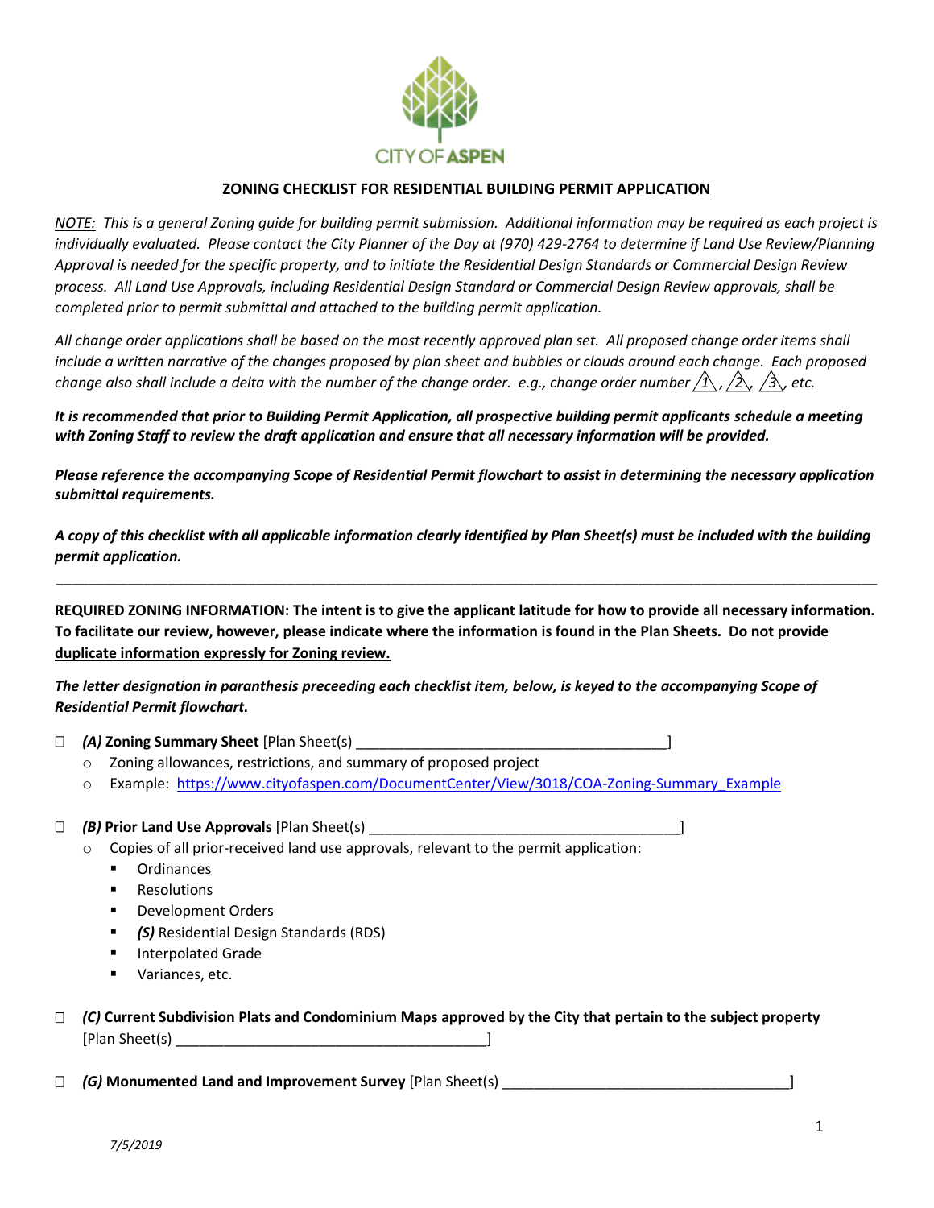CITY OF ASPEN

## ZONING CHECKLIST FOR RESIDENTIAL BUILDING PERMIT APPLICATION

*NOTE: This is a general Zoning guide for building permit submission. Additional information may be required as each project is individually evaluated. Please contact the City Planner of the Day at (970) 429-2764 to determine if Land Use Review/Planning Approval is needed for the specific property, and to initiate the Residential Design Standards or Commercial Design Review process. All Land Use Approvals, including Residential Design Standard or Commercial Design Review approvals, shall be completed prior to permit submittal and attached to the building permit application.*

*All change order applications shall be based on the most recently approved plan set. All proposed change order items shall include a written narrative of the changes proposed by plan sheet and bubbles or clouds around each change. Each proposed change also shall include a delta with the number of the change order. e.g., change order number △1, △2, △3, etc.*

***It is recommended that prior to Building Permit Application, all prospective building permit applicants schedule a meeting with Zoning Staff to review the draft application and ensure that all necessary information will be provided.***

***Please reference the accompanying Scope of Residential Permit flowchart to assist in determining the necessary application submittal requirements.***

***A copy of this checklist with all applicable information clearly identified by Plan Sheet(s) must be included with the building permit application.***

---

**REQUIRED ZONING INFORMATION: The intent is to give the applicant latitude for how to provide all necessary information. To facilitate our review, however, please indicate where the information is found in the Plan Sheets. Do not provide duplicate information expressly for Zoning review.**

***The letter designation in paranthesis preceeding each checklist item, below, is keyed to the accompanying Scope of Residential Permit flowchart.***

- ☐ ***(A)* Zoning Summary Sheet** [Plan Sheet(s) ________________________________________]
  - Zoning allowances, restrictions, and summary of proposed project
  - Example: https://www.cityofaspen.com/DocumentCenter/View/3018/COA-Zoning-Summary_Example

- ☐ ***(B)* Prior Land Use Approvals** [Plan Sheet(s) ________________________________________]
  - Copies of all prior-received land use approvals, relevant to the permit application:
    - Ordinances
    - Resolutions
    - Development Orders
    - *(S)* Residential Design Standards (RDS)
    - Interpolated Grade
    - Variances, etc.

- ☐ ***(C)* Current Subdivision Plats and Condominium Maps approved by the City that pertain to the subject property** [Plan Sheet(s) ________________________________________]

- ☐ ***(G)* Monumented Land and Improvement Survey** [Plan Sheet(s) ____________________________________]

*7/5/2019*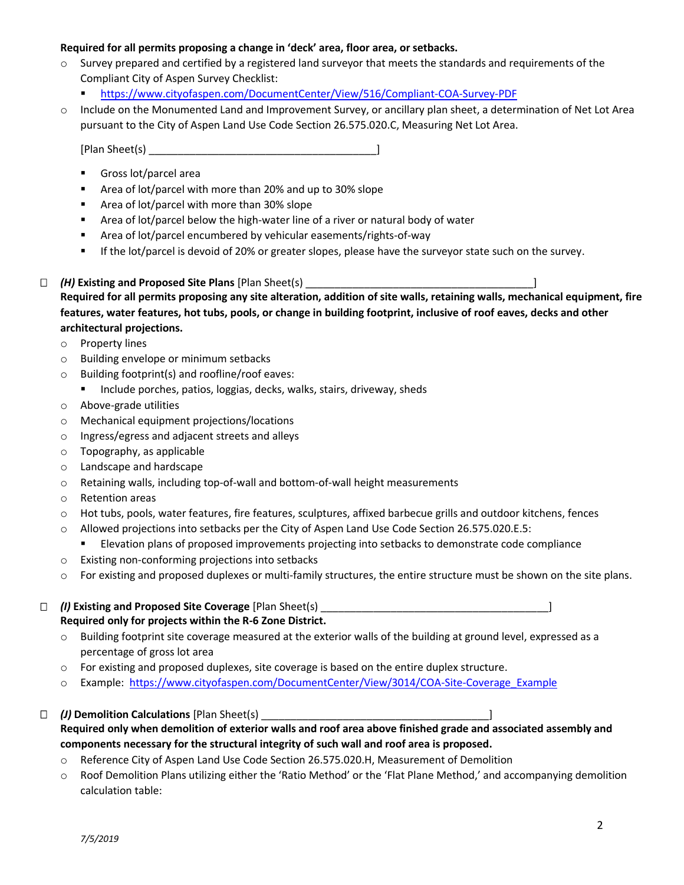**Required for all permits proposing a change in 'deck' area, floor area, or setbacks.**

- Survey prepared and certified by a registered land surveyor that meets the standards and requirements of the Compliant City of Aspen Survey Checklist:
  - https://www.cityofaspen.com/DocumentCenter/View/516/Compliant-COA-Survey-PDF
- Include on the Monumented Land and Improvement Survey, or ancillary plan sheet, a determination of Net Lot Area pursuant to the City of Aspen Land Use Code Section 26.575.020.C, Measuring Net Lot Area.

  [Plan Sheet(s) ________________________________________]

  - Gross lot/parcel area
  - Area of lot/parcel with more than 20% and up to 30% slope
  - Area of lot/parcel with more than 30% slope
  - Area of lot/parcel below the high-water line of a river or natural body of water
  - Area of lot/parcel encumbered by vehicular easements/rights-of-way
  - If the lot/parcel is devoid of 20% or greater slopes, please have the surveyor state such on the survey.

☐ ***(H)* Existing and Proposed Site Plans** [Plan Sheet(s) ________________________________________]
**Required for all permits proposing any site alteration, addition of site walls, retaining walls, mechanical equipment, fire features, water features, hot tubs, pools, or change in building footprint, inclusive of roof eaves, decks and other architectural projections.**

- Property lines
- Building envelope or minimum setbacks
- Building footprint(s) and roofline/roof eaves:
  - Include porches, patios, loggias, decks, walks, stairs, driveway, sheds
- Above-grade utilities
- Mechanical equipment projections/locations
- Ingress/egress and adjacent streets and alleys
- Topography, as applicable
- Landscape and hardscape
- Retaining walls, including top-of-wall and bottom-of-wall height measurements
- Retention areas
- Hot tubs, pools, water features, fire features, sculptures, affixed barbecue grills and outdoor kitchens, fences
- Allowed projections into setbacks per the City of Aspen Land Use Code Section 26.575.020.E.5:
  - Elevation plans of proposed improvements projecting into setbacks to demonstrate code compliance
- Existing non-conforming projections into setbacks
- For existing and proposed duplexes or multi-family structures, the entire structure must be shown on the site plans.

☐ ***(I)* Existing and Proposed Site Coverage** [Plan Sheet(s) ________________________________________]
**Required only for projects within the R-6 Zone District.**

- Building footprint site coverage measured at the exterior walls of the building at ground level, expressed as a percentage of gross lot area
- For existing and proposed duplexes, site coverage is based on the entire duplex structure.
- Example: https://www.cityofaspen.com/DocumentCenter/View/3014/COA-Site-Coverage_Example

☐ ***(J)* Demolition Calculations** [Plan Sheet(s) ________________________________________]
**Required only when demolition of exterior walls and roof area above finished grade and associated assembly and components necessary for the structural integrity of such wall and roof area is proposed.**

- Reference City of Aspen Land Use Code Section 26.575.020.H, Measurement of Demolition
- Roof Demolition Plans utilizing either the 'Ratio Method' or the 'Flat Plane Method,' and accompanying demolition calculation table: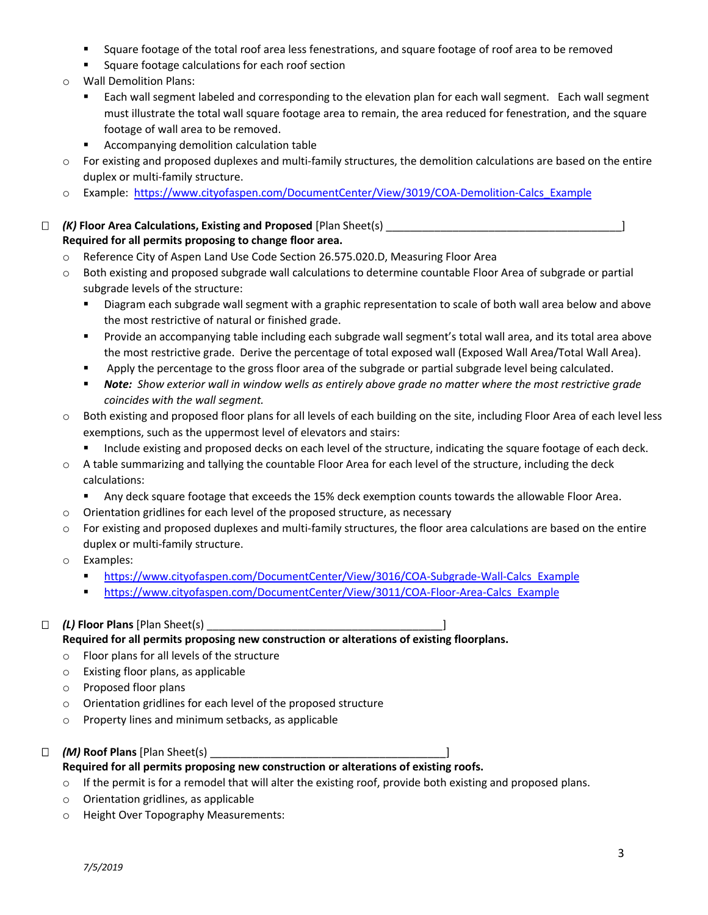- Square footage of the total roof area less fenestrations, and square footage of roof area to be removed
- Square footage calculations for each roof section

- Wall Demolition Plans:
  - Each wall segment labeled and corresponding to the elevation plan for each wall segment. Each wall segment must illustrate the total wall square footage area to remain, the area reduced for fenestration, and the square footage of wall area to be removed.
  - Accompanying demolition calculation table
- For existing and proposed duplexes and multi-family structures, the demolition calculations are based on the entire duplex or multi-family structure.
- Example: https://www.cityofaspen.com/DocumentCenter/View/3019/COA-Demolition-Calcs_Example

☐ ***(K)* Floor Area Calculations, Existing and Proposed** [Plan Sheet(s) ________________________________________]
**Required for all permits proposing to change floor area.**

- Reference City of Aspen Land Use Code Section 26.575.020.D, Measuring Floor Area
- Both existing and proposed subgrade wall calculations to determine countable Floor Area of subgrade or partial subgrade levels of the structure:
  - Diagram each subgrade wall segment with a graphic representation to scale of both wall area below and above the most restrictive of natural or finished grade.
  - Provide an accompanying table including each subgrade wall segment's total wall area, and its total area above the most restrictive grade. Derive the percentage of total exposed wall (Exposed Wall Area/Total Wall Area).
  - Apply the percentage to the gross floor area of the subgrade or partial subgrade level being calculated.
  - ***Note:*** *Show exterior wall in window wells as entirely above grade no matter where the most restrictive grade coincides with the wall segment.*
- Both existing and proposed floor plans for all levels of each building on the site, including Floor Area of each level less exemptions, such as the uppermost level of elevators and stairs:
  - Include existing and proposed decks on each level of the structure, indicating the square footage of each deck.
- A table summarizing and tallying the countable Floor Area for each level of the structure, including the deck calculations:
  - Any deck square footage that exceeds the 15% deck exemption counts towards the allowable Floor Area.
- Orientation gridlines for each level of the proposed structure, as necessary
- For existing and proposed duplexes and multi-family structures, the floor area calculations are based on the entire duplex or multi-family structure.
- Examples:
  - https://www.cityofaspen.com/DocumentCenter/View/3016/COA-Subgrade-Wall-Calcs_Example
  - https://www.cityofaspen.com/DocumentCenter/View/3011/COA-Floor-Area-Calcs_Example

☐ ***(L)* Floor Plans** [Plan Sheet(s) ________________________________________]
**Required for all permits proposing new construction or alterations of existing floorplans.**

- Floor plans for all levels of the structure
- Existing floor plans, as applicable
- Proposed floor plans
- Orientation gridlines for each level of the proposed structure
- Property lines and minimum setbacks, as applicable

☐ ***(M)* Roof Plans** [Plan Sheet(s) ________________________________________]
**Required for all permits proposing new construction or alterations of existing roofs.**

- If the permit is for a remodel that will alter the existing roof, provide both existing and proposed plans.
- Orientation gridlines, as applicable
- Height Over Topography Measurements:

*7/5/2019*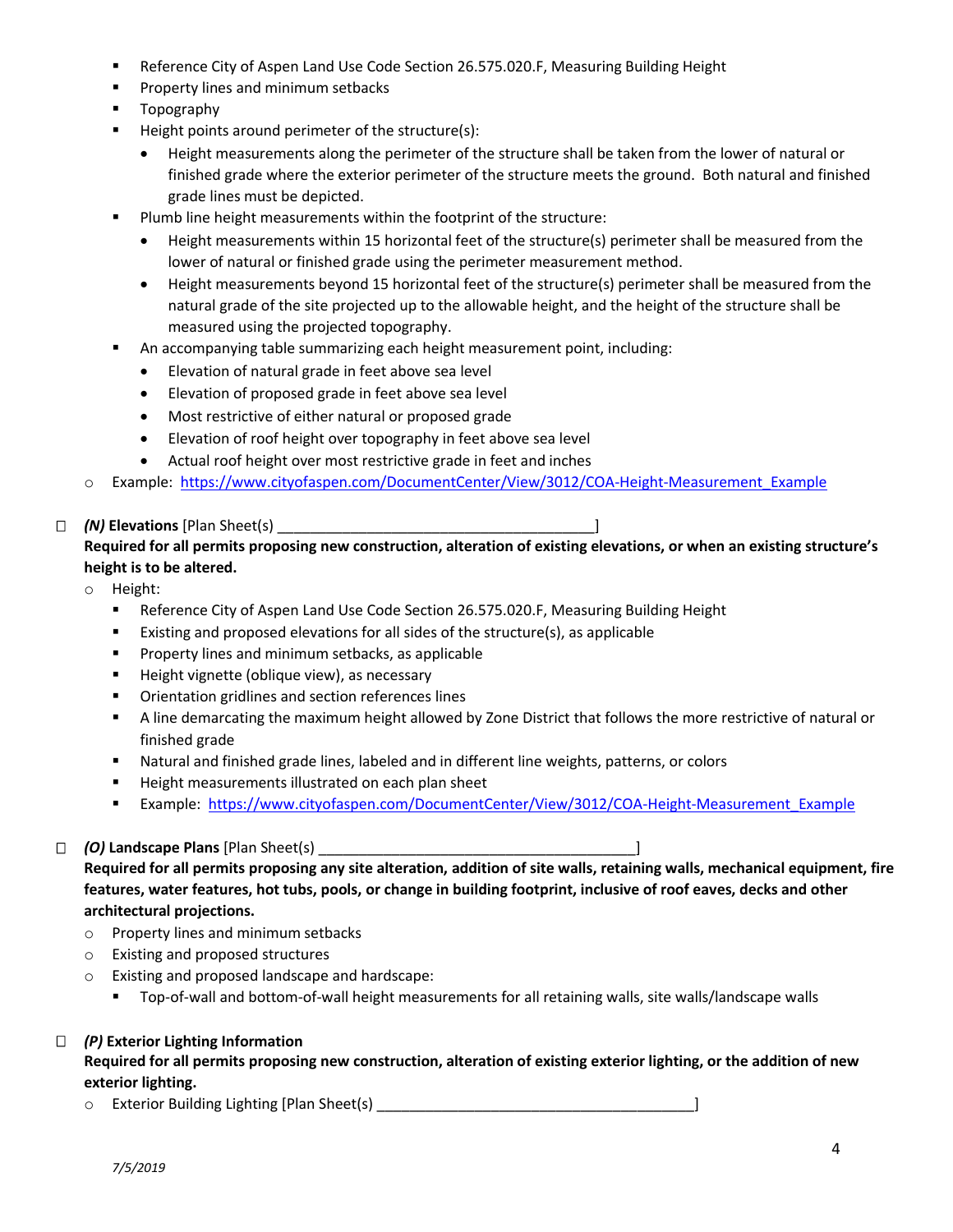- Reference City of Aspen Land Use Code Section 26.575.020.F, Measuring Building Height
  - Property lines and minimum setbacks
  - Topography
  - Height points around perimeter of the structure(s):
    - Height measurements along the perimeter of the structure shall be taken from the lower of natural or finished grade where the exterior perimeter of the structure meets the ground. Both natural and finished grade lines must be depicted.
  - Plumb line height measurements within the footprint of the structure:
    - Height measurements within 15 horizontal feet of the structure(s) perimeter shall be measured from the lower of natural or finished grade using the perimeter measurement method.
    - Height measurements beyond 15 horizontal feet of the structure(s) perimeter shall be measured from the natural grade of the site projected up to the allowable height, and the height of the structure shall be measured using the projected topography.
  - An accompanying table summarizing each height measurement point, including:
    - Elevation of natural grade in feet above sea level
    - Elevation of proposed grade in feet above sea level
    - Most restrictive of either natural or proposed grade
    - Elevation of roof height over topography in feet above sea level
    - Actual roof height over most restrictive grade in feet and inches
- Example: https://www.cityofaspen.com/DocumentCenter/View/3012/COA-Height-Measurement_Example

☐ ***(N)* Elevations** [Plan Sheet(s) ________________________________________]
**Required for all permits proposing new construction, alteration of existing elevations, or when an existing structure's height is to be altered.**

- Height:
  - Reference City of Aspen Land Use Code Section 26.575.020.F, Measuring Building Height
  - Existing and proposed elevations for all sides of the structure(s), as applicable
  - Property lines and minimum setbacks, as applicable
  - Height vignette (oblique view), as necessary
  - Orientation gridlines and section references lines
  - A line demarcating the maximum height allowed by Zone District that follows the more restrictive of natural or finished grade
  - Natural and finished grade lines, labeled and in different line weights, patterns, or colors
  - Height measurements illustrated on each plan sheet
  - Example: https://www.cityofaspen.com/DocumentCenter/View/3012/COA-Height-Measurement_Example

☐ ***(O)* Landscape Plans** [Plan Sheet(s) ________________________________________]
**Required for all permits proposing any site alteration, addition of site walls, retaining walls, mechanical equipment, fire features, water features, hot tubs, pools, or change in building footprint, inclusive of roof eaves, decks and other architectural projections.**

- Property lines and minimum setbacks
- Existing and proposed structures
- Existing and proposed landscape and hardscape:
  - Top-of-wall and bottom-of-wall height measurements for all retaining walls, site walls/landscape walls

☐ ***(P)* Exterior Lighting Information**
**Required for all permits proposing new construction, alteration of existing exterior lighting, or the addition of new exterior lighting.**

- Exterior Building Lighting [Plan Sheet(s) ________________________________________]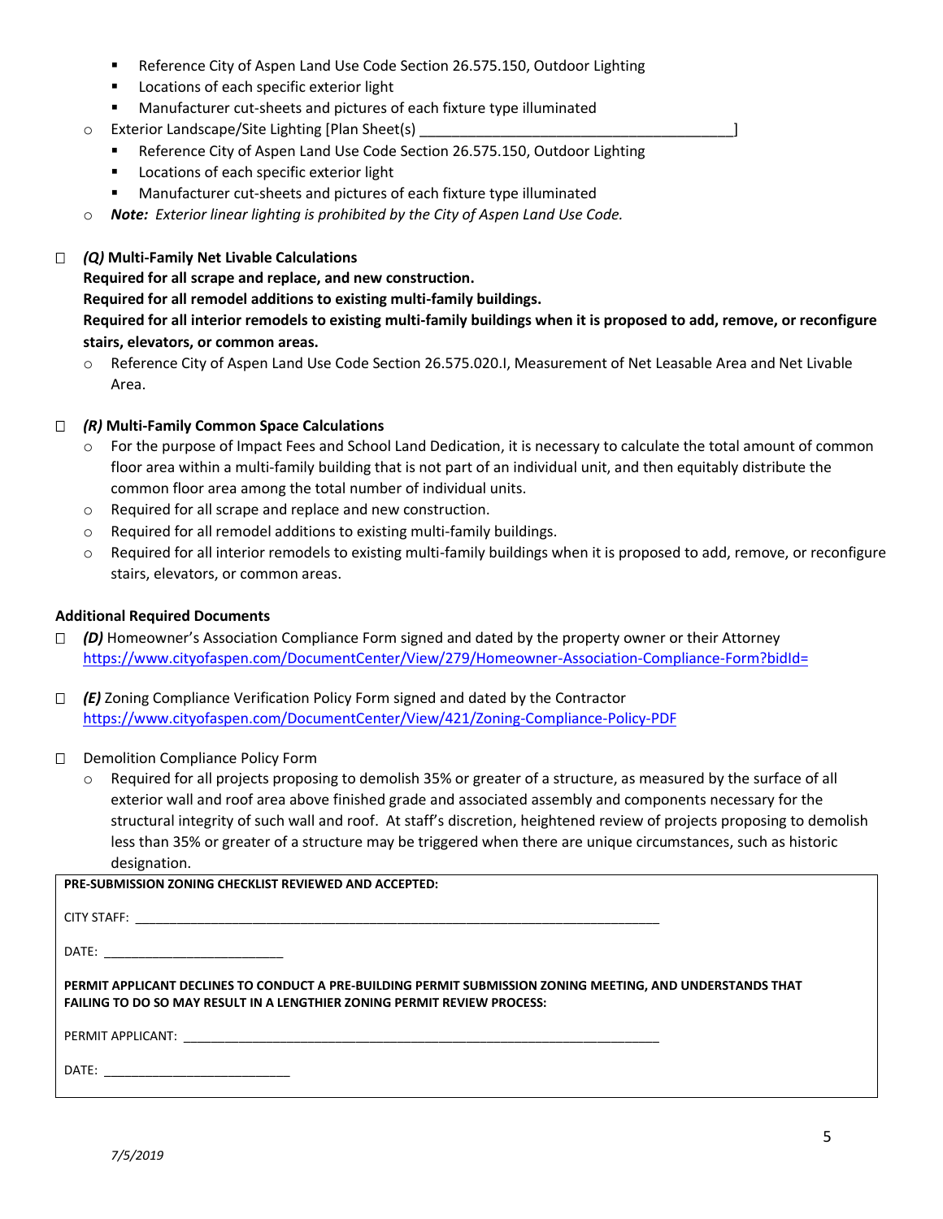- Reference City of Aspen Land Use Code Section 26.575.150, Outdoor Lighting
    - Locations of each specific exterior light
    - Manufacturer cut-sheets and pictures of each fixture type illuminated
- Exterior Landscape/Site Lighting [Plan Sheet(s) ________________________________________]
    - Reference City of Aspen Land Use Code Section 26.575.150, Outdoor Lighting
    - Locations of each specific exterior light
    - Manufacturer cut-sheets and pictures of each fixture type illuminated
- ***Note:*** *Exterior linear lighting is prohibited by the City of Aspen Land Use Code.*

☐ ***(Q)*** **Multi-Family Net Livable Calculations**
**Required for all scrape and replace, and new construction.**
**Required for all remodel additions to existing multi-family buildings.**
**Required for all interior remodels to existing multi-family buildings when it is proposed to add, remove, or reconfigure stairs, elevators, or common areas.**

- Reference City of Aspen Land Use Code Section 26.575.020.I, Measurement of Net Leasable Area and Net Livable Area.

☐ ***(R)*** **Multi-Family Common Space Calculations**

- For the purpose of Impact Fees and School Land Dedication, it is necessary to calculate the total amount of common floor area within a multi-family building that is not part of an individual unit, and then equitably distribute the common floor area among the total number of individual units.
- Required for all scrape and replace and new construction.
- Required for all remodel additions to existing multi-family buildings.
- Required for all interior remodels to existing multi-family buildings when it is proposed to add, remove, or reconfigure stairs, elevators, or common areas.

**Additional Required Documents**

☐ ***(D)*** Homeowner's Association Compliance Form signed and dated by the property owner or their Attorney
https://www.cityofaspen.com/DocumentCenter/View/279/Homeowner-Association-Compliance-Form?bidId=

☐ ***(E)*** Zoning Compliance Verification Policy Form signed and dated by the Contractor
https://www.cityofaspen.com/DocumentCenter/View/421/Zoning-Compliance-Policy-PDF

☐ Demolition Compliance Policy Form

- Required for all projects proposing to demolish 35% or greater of a structure, as measured by the surface of all exterior wall and roof area above finished grade and associated assembly and components necessary for the structural integrity of such wall and roof. At staff's discretion, heightened review of projects proposing to demolish less than 35% or greater of a structure may be triggered when there are unique circumstances, such as historic designation.

**PRE-SUBMISSION ZONING CHECKLIST REVIEWED AND ACCEPTED:**

CITY STAFF: ____________________________________________________________________

DATE: ________________________

**PERMIT APPLICANT DECLINES TO CONDUCT A PRE-BUILDING PERMIT SUBMISSION ZONING MEETING, AND UNDERSTANDS THAT FAILING TO DO SO MAY RESULT IN A LENGTHIER ZONING PERMIT REVIEW PROCESS:**

PERMIT APPLICANT: ______________________________________________________________

DATE: ________________________

*7/5/2019*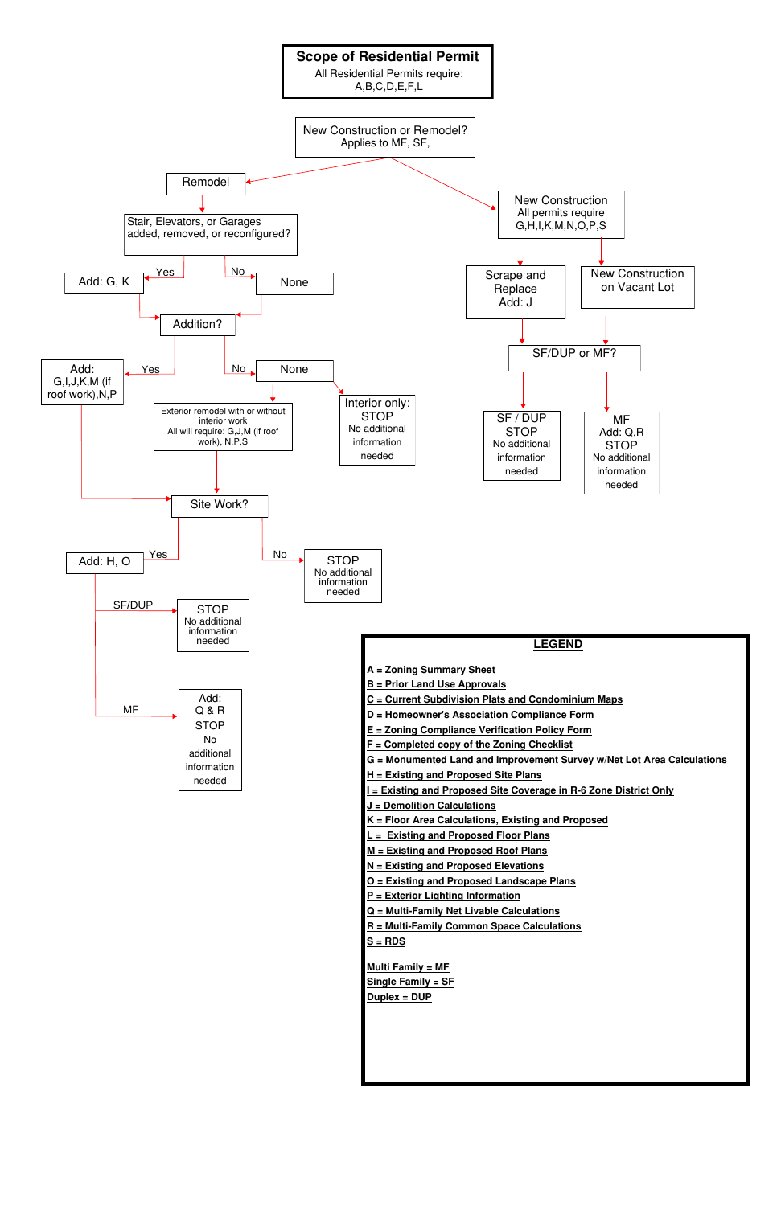# Scope of Residential Permit

All Residential Permits require: A,B,C,D,E,F,L

New Construction or Remodel?
Applies to MF, SF,

Remodel

Stair, Elevators, or Garages added, removed, or reconfigured?

Yes

Add: G, K

No

None

Addition?

Yes

Add: G,I,J,K,M (if roof work),N,P

No

None

Exterior remodel with or without interior work
All will require: G,J,M (if roof work), N,P,S

Interior only:
STOP
No additional information needed

Site Work?

Yes

Add: H, O

SF/DUP

STOP
No additional information needed

MF

Add:
Q & R
STOP
No additional information needed

No

STOP
No additional information needed

New Construction
All permits require G,H,I,K,M,N,O,P,S

Scrape and Replace
Add: J

New Construction on Vacant Lot

SF/DUP or MF?

SF / DUP
STOP
No additional information needed

MF
Add: Q,R
STOP
No additional information needed

## LEGEND

A = Zoning Summary Sheet
B = Prior Land Use Approvals
C = Current Subdivision Plats and Condominium Maps
D = Homeowner's Association Compliance Form
E = Zoning Compliance Verification Policy Form
F = Completed copy of the Zoning Checklist
G = Monumented Land and Improvement Survey w/Net Lot Area Calculations
H = Existing and Proposed Site Plans
I = Existing and Proposed Site Coverage in R-6 Zone District Only
J = Demolition Calculations
K = Floor Area Calculations, Existing and Proposed
L = Existing and Proposed Floor Plans
M = Existing and Proposed Roof Plans
N = Existing and Proposed Elevations
O = Existing and Proposed Landscape Plans
P = Exterior Lighting Information
Q = Multi-Family Net Livable Calculations
R = Multi-Family Common Space Calculations
S = RDS

Multi Family = MF
Single Family = SF
Duplex = DUP